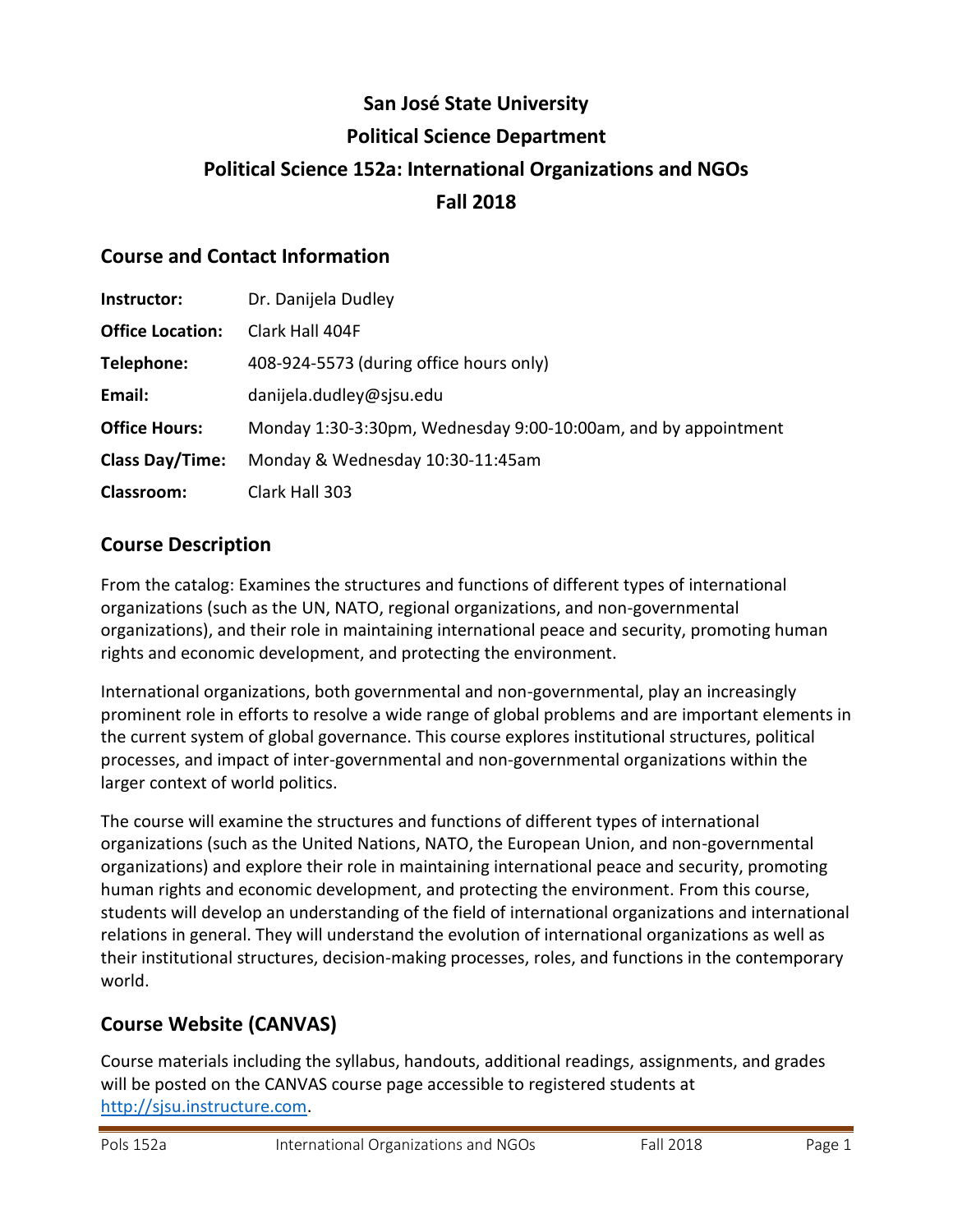# San José State University

# Political Science Department

# Political Science 152a: International Organizations and NGOs

# Fall 2018

## Course and Contact Information

| | |
|---|---|
| **Instructor:** | Dr. Danijela Dudley |
| **Office Location:** | Clark Hall 404F |
| **Telephone:** | 408-924-5573 (during office hours only) |
| **Email:** | danijela.dudley@sjsu.edu |
| **Office Hours:** | Monday 1:30-3:30pm, Wednesday 9:00-10:00am, and by appointment |
| **Class Day/Time:** | Monday & Wednesday 10:30-11:45am |
| **Classroom:** | Clark Hall 303 |

## Course Description

From the catalog: Examines the structures and functions of different types of international organizations (such as the UN, NATO, regional organizations, and non-governmental organizations), and their role in maintaining international peace and security, promoting human rights and economic development, and protecting the environment.

International organizations, both governmental and non-governmental, play an increasingly prominent role in efforts to resolve a wide range of global problems and are important elements in the current system of global governance. This course explores institutional structures, political processes, and impact of inter-governmental and non-governmental organizations within the larger context of world politics.

The course will examine the structures and functions of different types of international organizations (such as the United Nations, NATO, the European Union, and non-governmental organizations) and explore their role in maintaining international peace and security, promoting human rights and economic development, and protecting the environment. From this course, students will develop an understanding of the field of international organizations and international relations in general. They will understand the evolution of international organizations as well as their institutional structures, decision-making processes, roles, and functions in the contemporary world.

## Course Website (CANVAS)

Course materials including the syllabus, handouts, additional readings, assignments, and grades will be posted on the CANVAS course page accessible to registered students at http://sjsu.instructure.com.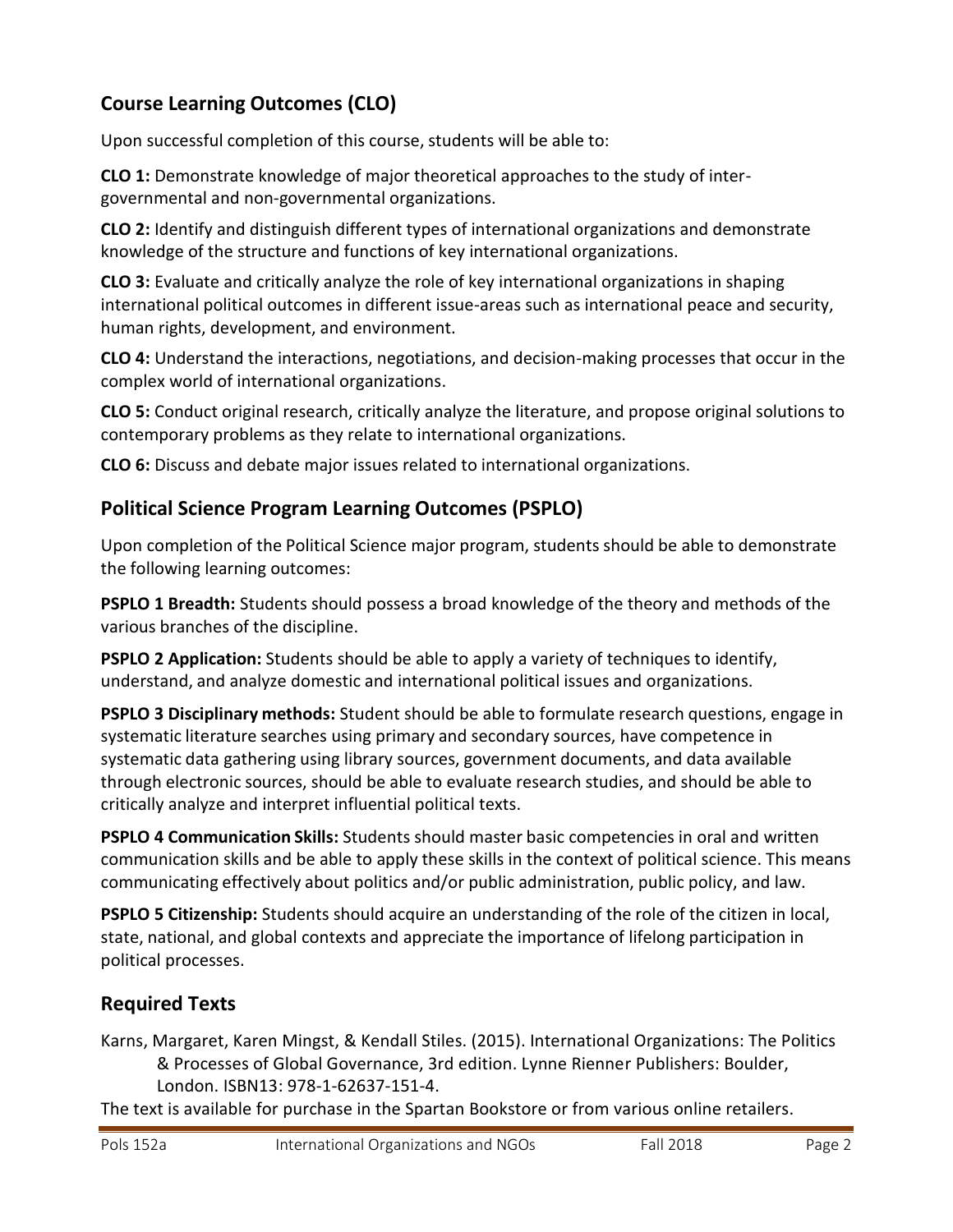## Course Learning Outcomes (CLO)

Upon successful completion of this course, students will be able to:

**CLO 1:** Demonstrate knowledge of major theoretical approaches to the study of inter-governmental and non-governmental organizations.

**CLO 2:** Identify and distinguish different types of international organizations and demonstrate knowledge of the structure and functions of key international organizations.

**CLO 3:** Evaluate and critically analyze the role of key international organizations in shaping international political outcomes in different issue-areas such as international peace and security, human rights, development, and environment.

**CLO 4:** Understand the interactions, negotiations, and decision-making processes that occur in the complex world of international organizations.

**CLO 5:** Conduct original research, critically analyze the literature, and propose original solutions to contemporary problems as they relate to international organizations.

**CLO 6:** Discuss and debate major issues related to international organizations.

## Political Science Program Learning Outcomes (PSPLO)

Upon completion of the Political Science major program, students should be able to demonstrate the following learning outcomes:

**PSPLO 1 Breadth:** Students should possess a broad knowledge of the theory and methods of the various branches of the discipline.

**PSPLO 2 Application:** Students should be able to apply a variety of techniques to identify, understand, and analyze domestic and international political issues and organizations.

**PSPLO 3 Disciplinary methods:** Student should be able to formulate research questions, engage in systematic literature searches using primary and secondary sources, have competence in systematic data gathering using library sources, government documents, and data available through electronic sources, should be able to evaluate research studies, and should be able to critically analyze and interpret influential political texts.

**PSPLO 4 Communication Skills:** Students should master basic competencies in oral and written communication skills and be able to apply these skills in the context of political science. This means communicating effectively about politics and/or public administration, public policy, and law.

**PSPLO 5 Citizenship:** Students should acquire an understanding of the role of the citizen in local, state, national, and global contexts and appreciate the importance of lifelong participation in political processes.

## Required Texts

Karns, Margaret, Karen Mingst, & Kendall Stiles. (2015). International Organizations: The Politics & Processes of Global Governance, 3rd edition. Lynne Rienner Publishers: Boulder, London. ISBN13: 978-1-62637-151-4.

The text is available for purchase in the Spartan Bookstore or from various online retailers.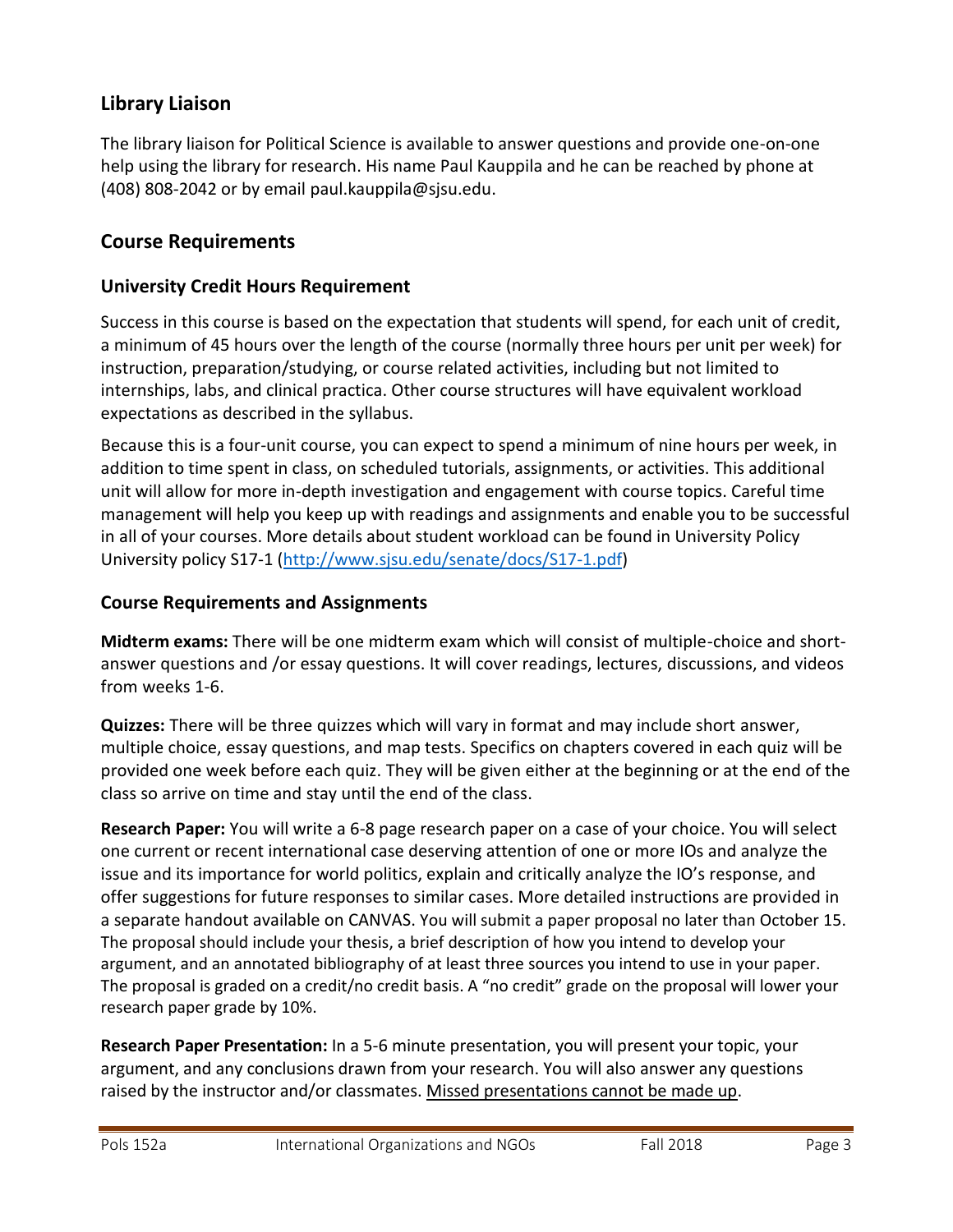## Library Liaison

The library liaison for Political Science is available to answer questions and provide one-on-one help using the library for research. His name Paul Kauppila and he can be reached by phone at (408) 808-2042 or by email paul.kauppila@sjsu.edu.

## Course Requirements

### University Credit Hours Requirement

Success in this course is based on the expectation that students will spend, for each unit of credit, a minimum of 45 hours over the length of the course (normally three hours per unit per week) for instruction, preparation/studying, or course related activities, including but not limited to internships, labs, and clinical practica. Other course structures will have equivalent workload expectations as described in the syllabus.

Because this is a four-unit course, you can expect to spend a minimum of nine hours per week, in addition to time spent in class, on scheduled tutorials, assignments, or activities. This additional unit will allow for more in-depth investigation and engagement with course topics. Careful time management will help you keep up with readings and assignments and enable you to be successful in all of your courses. More details about student workload can be found in University Policy University policy S17-1 ([http://www.sjsu.edu/senate/docs/S17-1.pdf](http://www.sjsu.edu/senate/docs/S17-1.pdf))

### Course Requirements and Assignments

**Midterm exams:** There will be one midterm exam which will consist of multiple-choice and short-answer questions and /or essay questions. It will cover readings, lectures, discussions, and videos from weeks 1-6.

**Quizzes:** There will be three quizzes which will vary in format and may include short answer, multiple choice, essay questions, and map tests. Specifics on chapters covered in each quiz will be provided one week before each quiz. They will be given either at the beginning or at the end of the class so arrive on time and stay until the end of the class.

**Research Paper:** You will write a 6-8 page research paper on a case of your choice. You will select one current or recent international case deserving attention of one or more IOs and analyze the issue and its importance for world politics, explain and critically analyze the IO's response, and offer suggestions for future responses to similar cases. More detailed instructions are provided in a separate handout available on CANVAS. You will submit a paper proposal no later than October 15. The proposal should include your thesis, a brief description of how you intend to develop your argument, and an annotated bibliography of at least three sources you intend to use in your paper. The proposal is graded on a credit/no credit basis. A "no credit" grade on the proposal will lower your research paper grade by 10%.

**Research Paper Presentation:** In a 5-6 minute presentation, you will present your topic, your argument, and any conclusions drawn from your research. You will also answer any questions raised by the instructor and/or classmates. <u>Missed presentations cannot be made up</u>.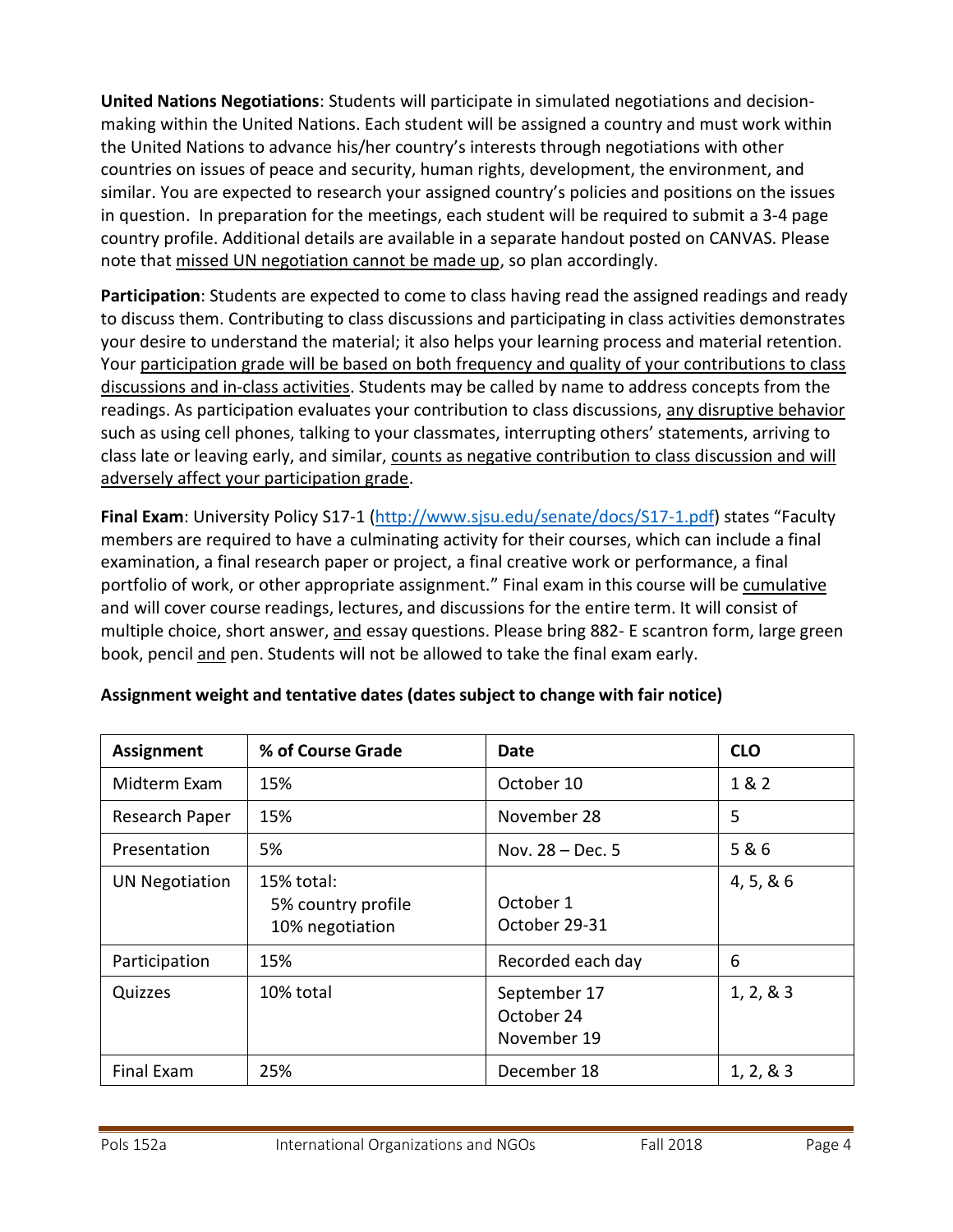**United Nations Negotiations**: Students will participate in simulated negotiations and decision-making within the United Nations. Each student will be assigned a country and must work within the United Nations to advance his/her country's interests through negotiations with other countries on issues of peace and security, human rights, development, the environment, and similar. You are expected to research your assigned country's policies and positions on the issues in question. In preparation for the meetings, each student will be required to submit a 3-4 page country profile. Additional details are available in a separate handout posted on CANVAS. Please note that missed UN negotiation cannot be made up, so plan accordingly.

**Participation**: Students are expected to come to class having read the assigned readings and ready to discuss them. Contributing to class discussions and participating in class activities demonstrates your desire to understand the material; it also helps your learning process and material retention. Your participation grade will be based on both frequency and quality of your contributions to class discussions and in-class activities. Students may be called by name to address concepts from the readings. As participation evaluates your contribution to class discussions, any disruptive behavior such as using cell phones, talking to your classmates, interrupting others' statements, arriving to class late or leaving early, and similar, counts as negative contribution to class discussion and will adversely affect your participation grade.

**Final Exam**: University Policy S17-1 (http://www.sjsu.edu/senate/docs/S17-1.pdf) states "Faculty members are required to have a culminating activity for their courses, which can include a final examination, a final research paper or project, a final creative work or performance, a final portfolio of work, or other appropriate assignment." Final exam in this course will be cumulative and will cover course readings, lectures, and discussions for the entire term. It will consist of multiple choice, short answer, and essay questions. Please bring 882- E scantron form, large green book, pencil and pen. Students will not be allowed to take the final exam early.

**Assignment weight and tentative dates (dates subject to change with fair notice)**

| Assignment | % of Course Grade | Date | CLO |
|---|---|---|---|
| Midterm Exam | 15% | October 10 | 1 & 2 |
| Research Paper | 15% | November 28 | 5 |
| Presentation | 5% | Nov. 28 – Dec. 5 | 5 & 6 |
| UN Negotiation | 15% total:<br>5% country profile<br>10% negotiation | October 1<br>October 29-31 | 4, 5, & 6 |
| Participation | 15% | Recorded each day | 6 |
| Quizzes | 10% total | September 17<br>October 24<br>November 19 | 1, 2, & 3 |
| Final Exam | 25% | December 18 | 1, 2, & 3 |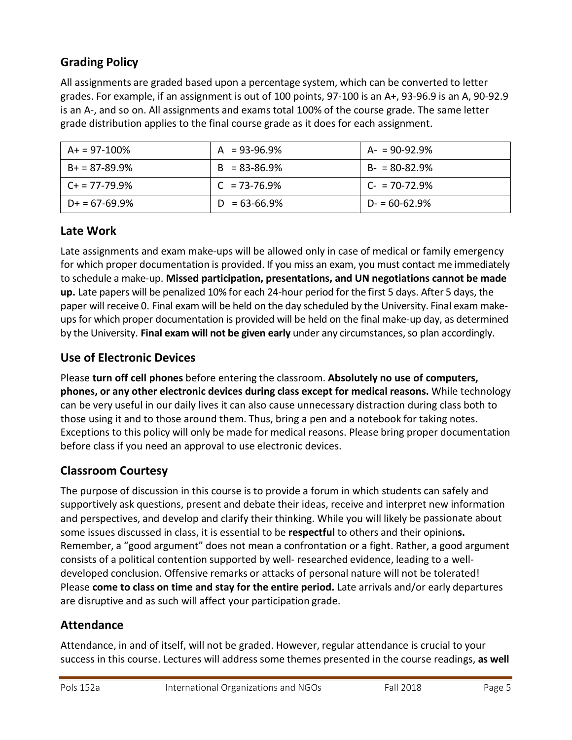## Grading Policy

All assignments are graded based upon a percentage system, which can be converted to letter grades. For example, if an assignment is out of 100 points, 97-100 is an A+, 93-96.9 is an A, 90-92.9 is an A-, and so on. All assignments and exams total 100% of the course grade. The same letter grade distribution applies to the final course grade as it does for each assignment.

| A+ = 97-100% | A = 93-96.9% | A- = 90-92.9% |
|---|---|---|
| B+ = 87-89.9% | B = 83-86.9% | B- = 80-82.9% |
| C+ = 77-79.9% | C = 73-76.9% | C- = 70-72.9% |
| D+ = 67-69.9% | D = 63-66.9% | D- = 60-62.9% |

## Late Work

Late assignments and exam make-ups will be allowed only in case of medical or family emergency for which proper documentation is provided. If you miss an exam, you must contact me immediately to schedule a make-up. **Missed participation, presentations, and UN negotiations cannot be made up.** Late papers will be penalized 10% for each 24-hour period for the first 5 days. After 5 days, the paper will receive 0. Final exam will be held on the day scheduled by the University. Final exam make-ups for which proper documentation is provided will be held on the final make-up day, as determined by the University. **Final exam will not be given early** under any circumstances, so plan accordingly.

## Use of Electronic Devices

Please **turn off cell phones** before entering the classroom. **Absolutely no use of computers, phones, or any other electronic devices during class except for medical reasons.** While technology can be very useful in our daily lives it can also cause unnecessary distraction during class both to those using it and to those around them. Thus, bring a pen and a notebook for taking notes. Exceptions to this policy will only be made for medical reasons. Please bring proper documentation before class if you need an approval to use electronic devices.

## Classroom Courtesy

The purpose of discussion in this course is to provide a forum in which students can safely and supportively ask questions, present and debate their ideas, receive and interpret new information and perspectives, and develop and clarify their thinking. While you will likely be passionate about some issues discussed in class, it is essential to be **respectful** to others and their opinions**.** Remember, a "good argument" does not mean a confrontation or a fight. Rather, a good argument consists of a political contention supported by well- researched evidence, leading to a well-developed conclusion. Offensive remarks or attacks of personal nature will not be tolerated! Please **come to class on time and stay for the entire period.** Late arrivals and/or early departures are disruptive and as such will affect your participation grade.

## Attendance

Attendance, in and of itself, will not be graded. However, regular attendance is crucial to your success in this course. Lectures will address some themes presented in the course readings, **as well**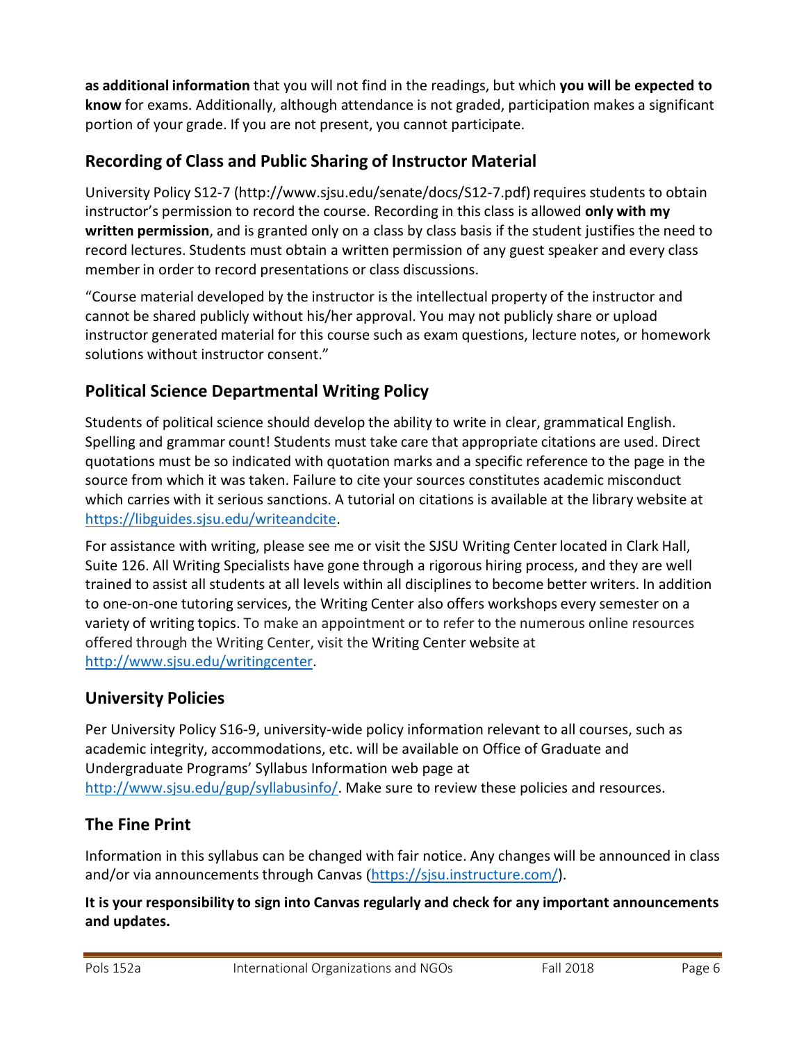**as additional information** that you will not find in the readings, but which **you will be expected to know** for exams. Additionally, although attendance is not graded, participation makes a significant portion of your grade. If you are not present, you cannot participate.

## Recording of Class and Public Sharing of Instructor Material

University Policy S12-7 (http://www.sjsu.edu/senate/docs/S12-7.pdf) requires students to obtain instructor's permission to record the course. Recording in this class is allowed **only with my written permission**, and is granted only on a class by class basis if the student justifies the need to record lectures. Students must obtain a written permission of any guest speaker and every class member in order to record presentations or class discussions.

"Course material developed by the instructor is the intellectual property of the instructor and cannot be shared publicly without his/her approval. You may not publicly share or upload instructor generated material for this course such as exam questions, lecture notes, or homework solutions without instructor consent."

## Political Science Departmental Writing Policy

Students of political science should develop the ability to write in clear, grammatical English. Spelling and grammar count! Students must take care that appropriate citations are used. Direct quotations must be so indicated with quotation marks and a specific reference to the page in the source from which it was taken. Failure to cite your sources constitutes academic misconduct which carries with it serious sanctions. A tutorial on citations is available at the library website at https://libguides.sjsu.edu/writeandcite.

For assistance with writing, please see me or visit the SJSU Writing Center located in Clark Hall, Suite 126. All Writing Specialists have gone through a rigorous hiring process, and they are well trained to assist all students at all levels within all disciplines to become better writers. In addition to one-on-one tutoring services, the Writing Center also offers workshops every semester on a variety of writing topics. To make an appointment or to refer to the numerous online resources offered through the Writing Center, visit the Writing Center website at http://www.sjsu.edu/writingcenter.

## University Policies

Per University Policy S16-9, university-wide policy information relevant to all courses, such as academic integrity, accommodations, etc. will be available on Office of Graduate and Undergraduate Programs' Syllabus Information web page at http://www.sjsu.edu/gup/syllabusinfo/. Make sure to review these policies and resources.

## The Fine Print

Information in this syllabus can be changed with fair notice. Any changes will be announced in class and/or via announcements through Canvas (https://sjsu.instructure.com/).

**It is your responsibility to sign into Canvas regularly and check for any important announcements and updates.**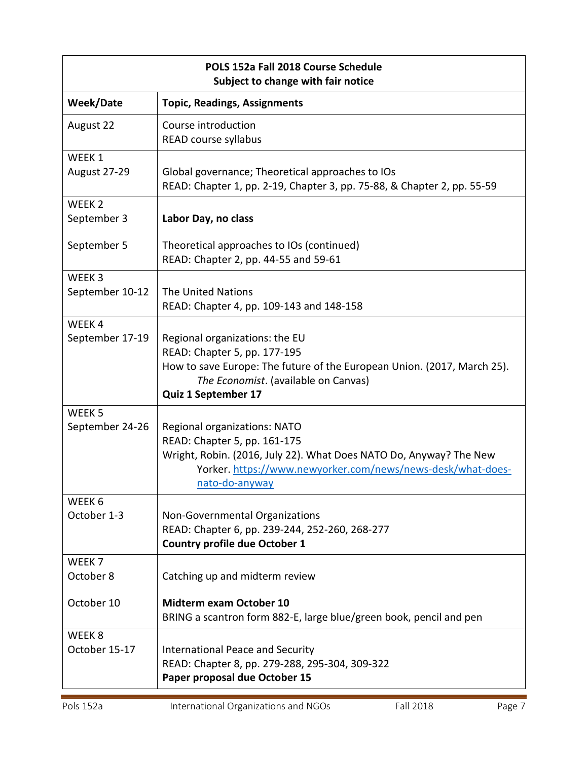| POLS 152a Fall 2018 Course Schedule<br>Subject to change with fair notice | |
|---|---|
| **Week/Date** | **Topic, Readings, Assignments** |
| August 22 | Course introduction<br>READ course syllabus |
| WEEK 1<br>August 27-29 | Global governance; Theoretical approaches to IOs<br>READ: Chapter 1, pp. 2-19, Chapter 3, pp. 75-88, & Chapter 2, pp. 55-59 |
| WEEK 2<br>September 3<br><br>September 5 | **Labor Day, no class**<br><br>Theoretical approaches to IOs (continued)<br>READ: Chapter 2, pp. 44-55 and 59-61 |
| WEEK 3<br>September 10-12 | The United Nations<br>READ: Chapter 4, pp. 109-143 and 148-158 |
| WEEK 4<br>September 17-19 | Regional organizations: the EU<br>READ: Chapter 5, pp. 177-195<br>How to save Europe: The future of the European Union. (2017, March 25). *The Economist*. (available on Canvas)<br>**Quiz 1 September 17** |
| WEEK 5<br>September 24-26 | Regional organizations: NATO<br>READ: Chapter 5, pp. 161-175<br>Wright, Robin. (2016, July 22). What Does NATO Do, Anyway? The New Yorker. https://www.newyorker.com/news/news-desk/what-does-nato-do-anyway |
| WEEK 6<br>October 1-3 | Non-Governmental Organizations<br>READ: Chapter 6, pp. 239-244, 252-260, 268-277<br>**Country profile due October 1** |
| WEEK 7<br>October 8<br><br>October 10 | Catching up and midterm review<br><br>**Midterm exam October 10**<br>BRING a scantron form 882-E, large blue/green book, pencil and pen |
| WEEK 8<br>October 15-17 | International Peace and Security<br>READ: Chapter 8, pp. 279-288, 295-304, 309-322<br>**Paper proposal due October 15** |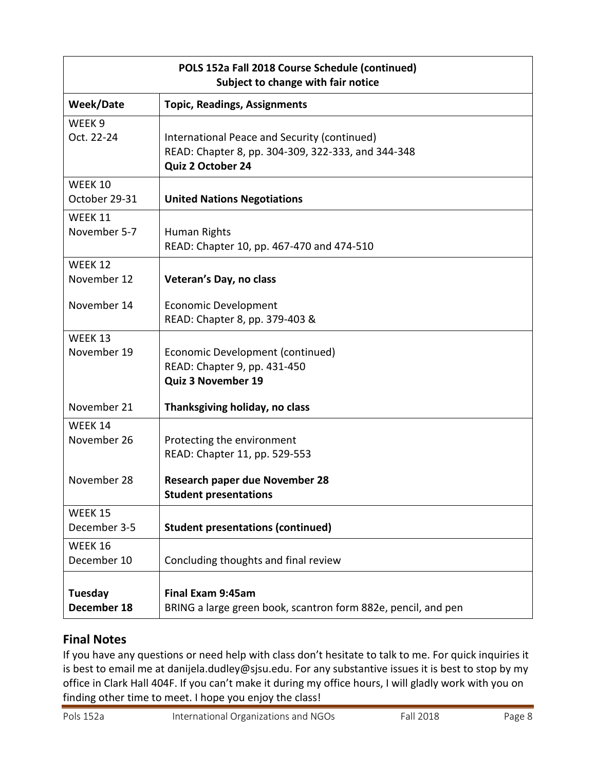| POLS 152a Fall 2018 Course Schedule (continued)<br>Subject to change with fair notice | |
|---|---|
| **Week/Date** | **Topic, Readings, Assignments** |
| WEEK 9<br>Oct. 22-24 | International Peace and Security (continued)<br>READ: Chapter 8, pp. 304-309, 322-333, and 344-348<br>**Quiz 2 October 24** |
| WEEK 10<br>October 29-31 | **United Nations Negotiations** |
| WEEK 11<br>November 5-7 | Human Rights<br>READ: Chapter 10, pp. 467-470 and 474-510 |
| WEEK 12<br>November 12 | **Veteran's Day, no class** |
| November 14 | Economic Development<br>READ: Chapter 8, pp. 379-403 & |
| WEEK 13<br>November 19 | Economic Development (continued)<br>READ: Chapter 9, pp. 431-450<br>**Quiz 3 November 19** |
| November 21 | **Thanksgiving holiday, no class** |
| WEEK 14<br>November 26 | Protecting the environment<br>READ: Chapter 11, pp. 529-553 |
| November 28 | **Research paper due November 28**<br>**Student presentations** |
| WEEK 15<br>December 3-5 | **Student presentations (continued)** |
| WEEK 16<br>December 10 | Concluding thoughts and final review |
| **Tuesday December 18** | **Final Exam 9:45am**<br>BRING a large green book, scantron form 882e, pencil, and pen |

## Final Notes

If you have any questions or need help with class don't hesitate to talk to me. For quick inquiries it is best to email me at danijela.dudley@sjsu.edu. For any substantive issues it is best to stop by my office in Clark Hall 404F. If you can't make it during my office hours, I will gladly work with you on finding other time to meet. I hope you enjoy the class!